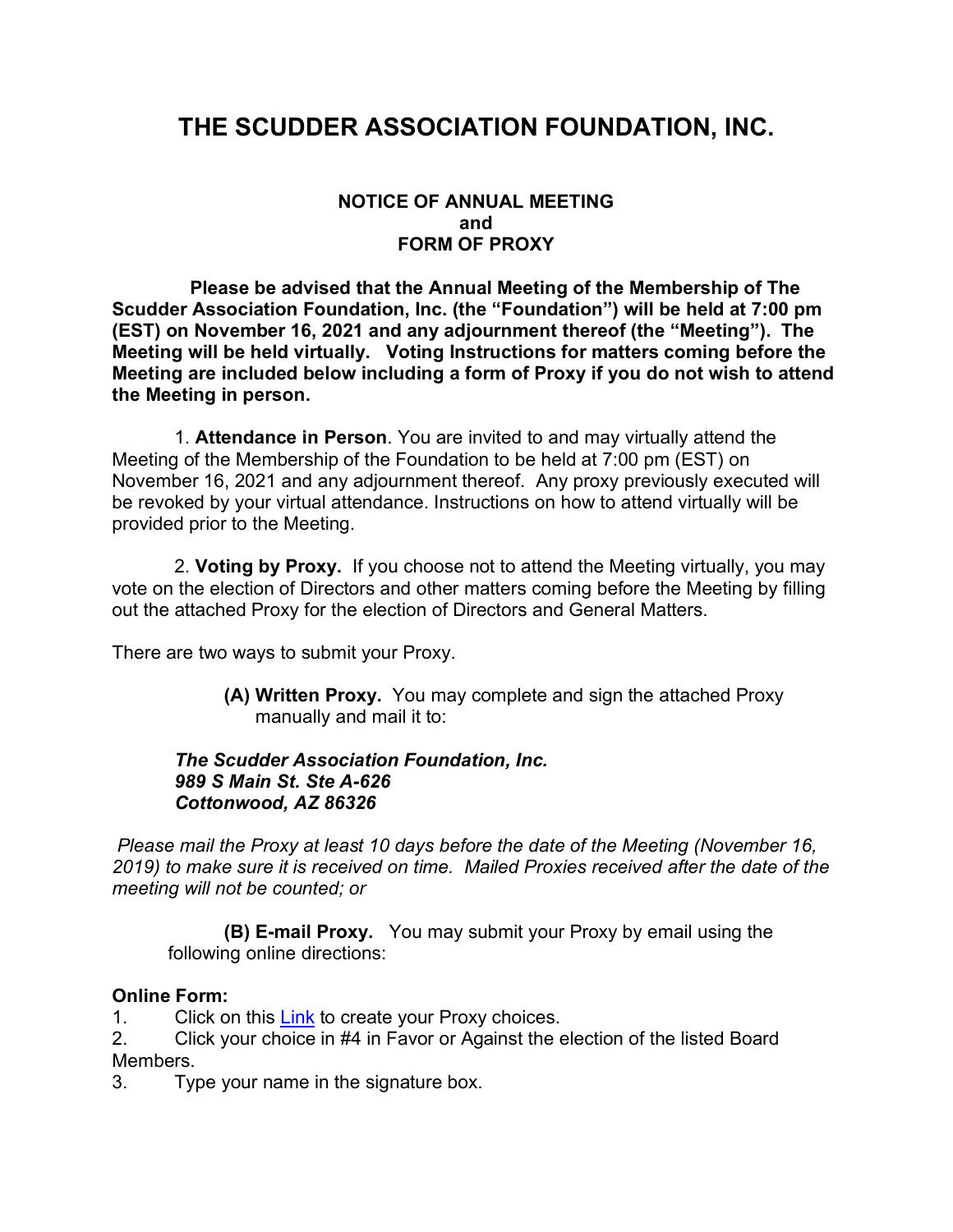# THE SCUDDER ASSOCIATION FOUNDATION, INC.

**NOTICE OF ANNUAL MEETING**
**and**
**FORM OF PROXY**

**Please be advised that the Annual Meeting of the Membership of The Scudder Association Foundation, Inc. (the "Foundation") will be held at 7:00 pm (EST) on November 16, 2021 and any adjournment thereof (the "Meeting"). The Meeting will be held virtually. Voting Instructions for matters coming before the Meeting are included below including a form of Proxy if you do not wish to attend the Meeting in person.**

1. **Attendance in Person**. You are invited to and may virtually attend the Meeting of the Membership of the Foundation to be held at 7:00 pm (EST) on November 16, 2021 and any adjournment thereof. Any proxy previously executed will be revoked by your virtual attendance. Instructions on how to attend virtually will be provided prior to the Meeting.

2. **Voting by Proxy.** If you choose not to attend the Meeting virtually, you may vote on the election of Directors and other matters coming before the Meeting by filling out the attached Proxy for the election of Directors and General Matters.

There are two ways to submit your Proxy.

**(A) Written Proxy.** You may complete and sign the attached Proxy manually and mail it to:

***The Scudder Association Foundation, Inc.***
***989 S Main St. Ste A-626***
***Cottonwood, AZ 86326***

*Please mail the Proxy at least 10 days before the date of the Meeting (November 16, 2019) to make sure it is received on time. Mailed Proxies received after the date of the meeting will not be counted; or*

**(B) E-mail Proxy.** You may submit your Proxy by email using the following online directions:

**Online Form:**

1. Click on this Link to create your Proxy choices.
2. Click your choice in #4 in Favor or Against the election of the listed Board Members.
3. Type your name in the signature box.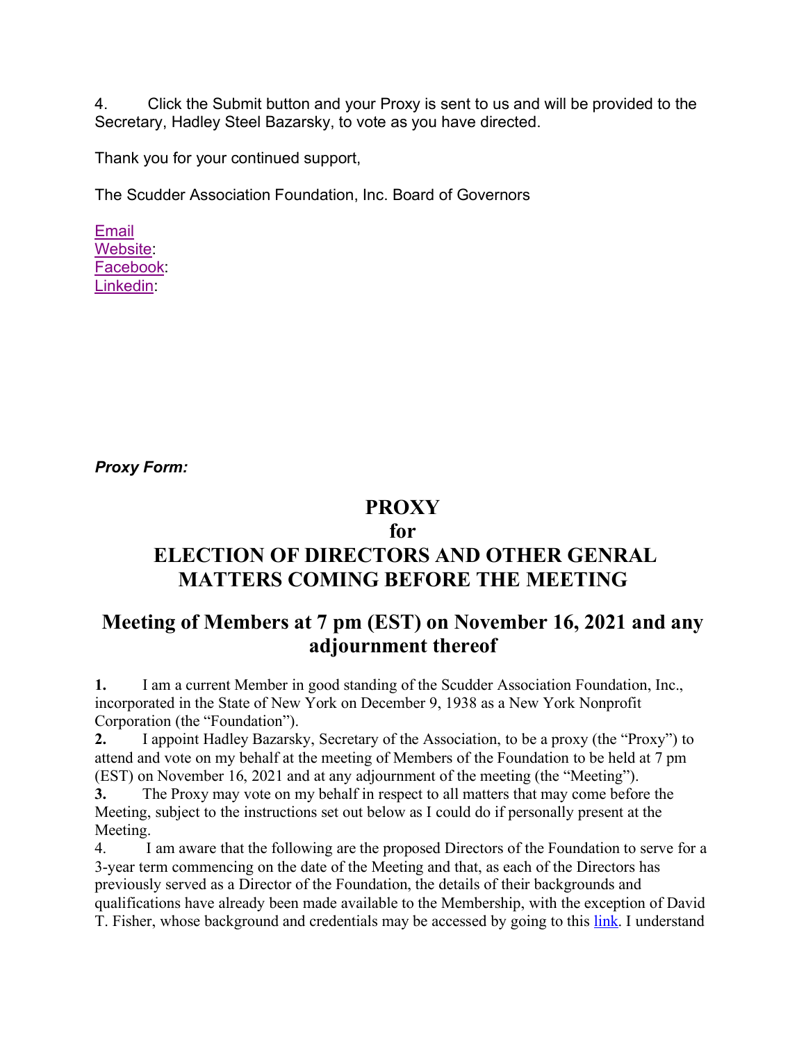4. Click the Submit button and your Proxy is sent to us and will be provided to the Secretary, Hadley Steel Bazarsky, to vote as you have directed.

Thank you for your continued support,

The Scudder Association Foundation, Inc. Board of Governors

Email
Website:
Facebook:
Linkedin:

***Proxy Form:***

# PROXY
## for
# ELECTION OF DIRECTORS AND OTHER GENRAL MATTERS COMING BEFORE THE MEETING

## Meeting of Members at 7 pm (EST) on November 16, 2021 and any adjournment thereof

**1.** I am a current Member in good standing of the Scudder Association Foundation, Inc., incorporated in the State of New York on December 9, 1938 as a New York Nonprofit Corporation (the "Foundation").

**2.** I appoint Hadley Bazarsky, Secretary of the Association, to be a proxy (the "Proxy") to attend and vote on my behalf at the meeting of Members of the Foundation to be held at 7 pm (EST) on November 16, 2021 and at any adjournment of the meeting (the "Meeting").

**3.** The Proxy may vote on my behalf in respect to all matters that may come before the Meeting, subject to the instructions set out below as I could do if personally present at the Meeting.

4. I am aware that the following are the proposed Directors of the Foundation to serve for a 3-year term commencing on the date of the Meeting and that, as each of the Directors has previously served as a Director of the Foundation, the details of their backgrounds and qualifications have already been made available to the Membership, with the exception of David T. Fisher, whose background and credentials may be accessed by going to this link. I understand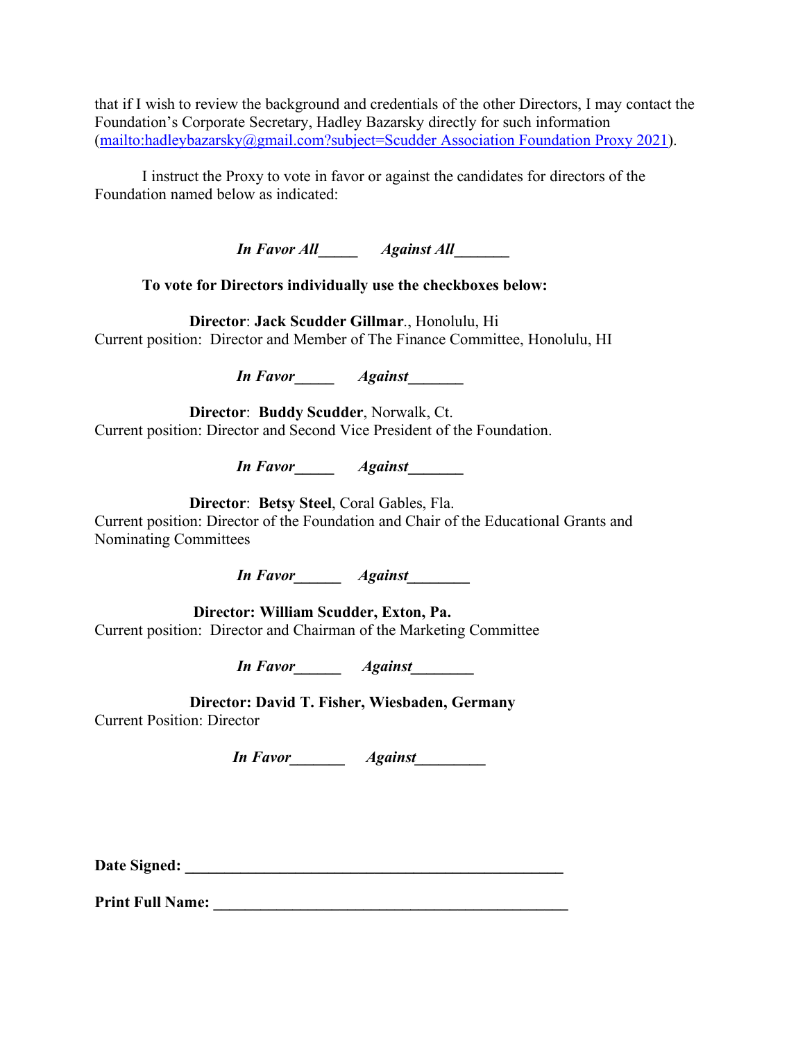that if I wish to review the background and credentials of the other Directors, I may contact the Foundation's Corporate Secretary, Hadley Bazarsky directly for such information ([mailto:hadleybazarsky@gmail.com?subject=Scudder Association Foundation Proxy 2021](mailto:hadleybazarsky@gmail.com?subject=Scudder Association Foundation Proxy 2021)).

I instruct the Proxy to vote in favor or against the candidates for directors of the Foundation named below as indicated:

***In Favor All_____ Against All_______***

**To vote for Directors individually use the checkboxes below:**

**Director**: **Jack Scudder Gillmar**., Honolulu, Hi
Current position: Director and Member of The Finance Committee, Honolulu, HI

***In Favor_____ Against_______***

**Director**: **Buddy Scudder**, Norwalk, Ct.
Current position: Director and Second Vice President of the Foundation.

***In Favor_____ Against_______***

**Director**: **Betsy Steel**, Coral Gables, Fla.
Current position: Director of the Foundation and Chair of the Educational Grants and Nominating Committees

***In Favor______ Against________***

**Director: William Scudder, Exton, Pa.**
Current position: Director and Chairman of the Marketing Committee

***In Favor______ Against________***

**Director: David T. Fisher, Wiesbaden, Germany**
Current Position: Director

***In Favor_______ Against_________***

**Date Signed: ___________________________________________________**

**Print Full Name: _______________________________________________**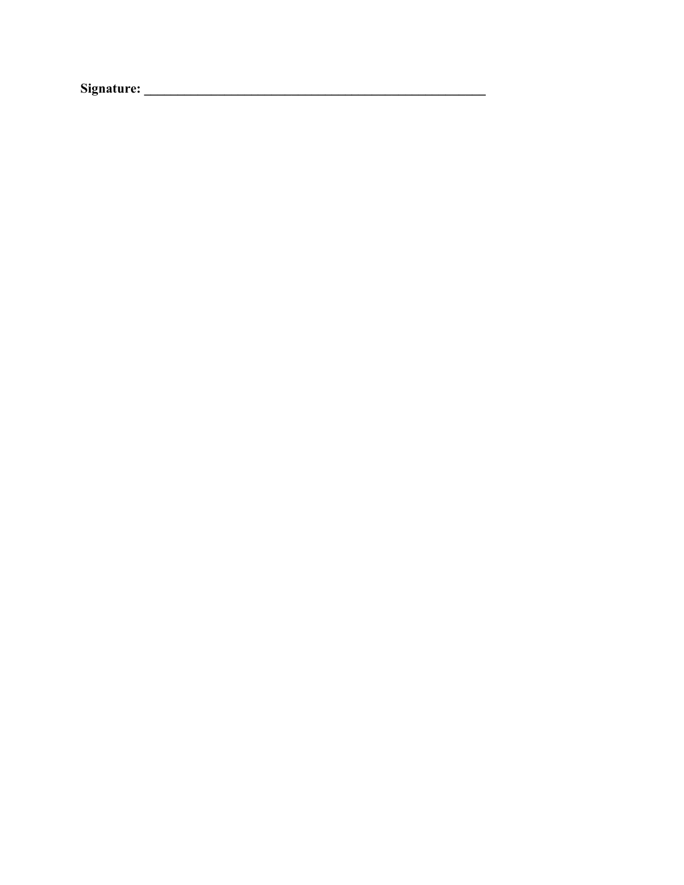**Signature: ____________________________________________________**